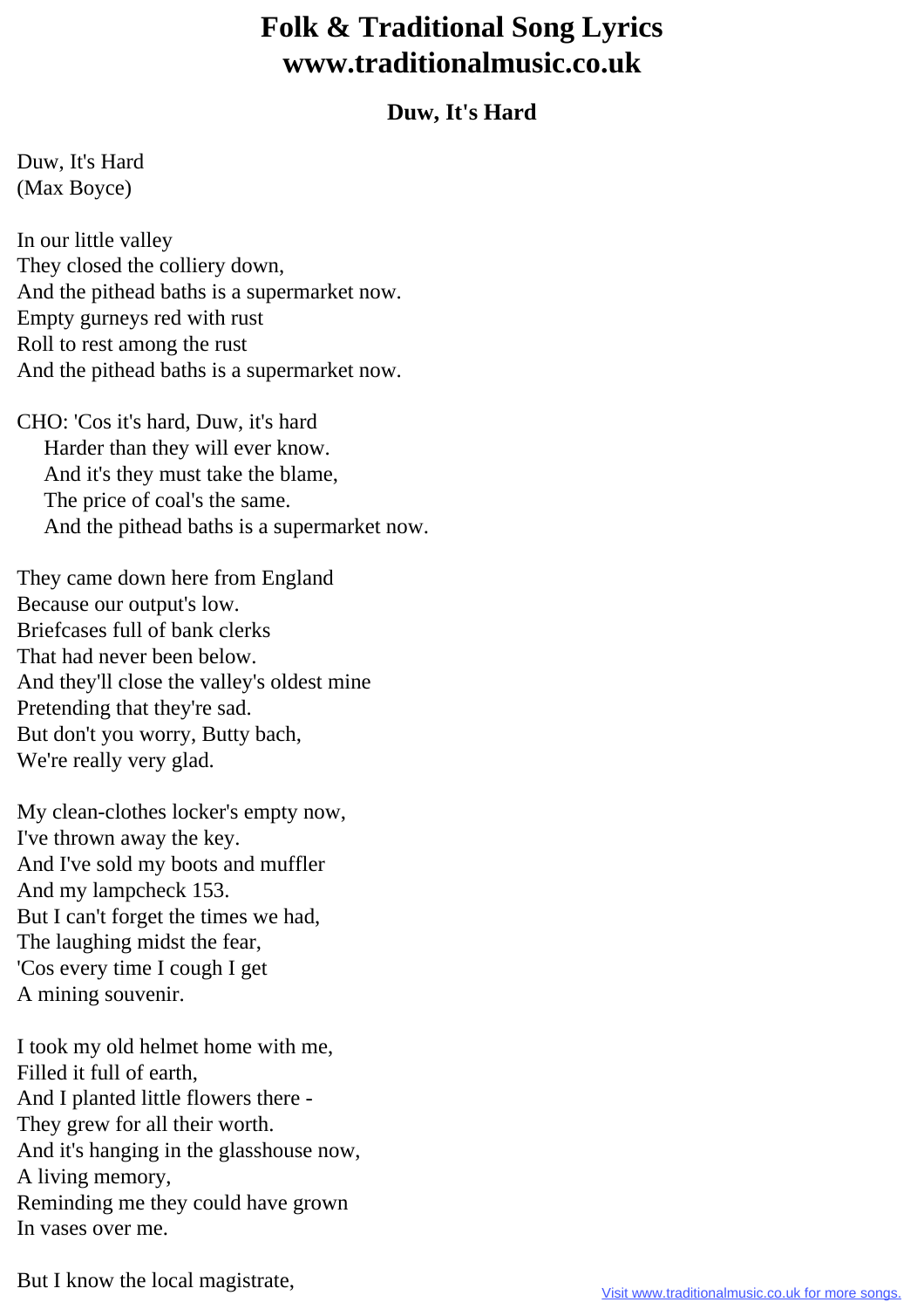# Folk & Traditional Song Lyrics www.traditionalmusic.co.uk

## Duw, It's Hard

Duw, It's Hard
(Max Boyce)

In our little valley
They closed the colliery down,
And the pithead baths is a supermarket now.
Empty gurneys red with rust
Roll to rest among the rust
And the pithead baths is a supermarket now.

CHO: 'Cos it's hard, Duw, it's hard
Harder than they will ever know.
And it's they must take the blame,
The price of coal's the same.
And the pithead baths is a supermarket now.

They came down here from England
Because our output's low.
Briefcases full of bank clerks
That had never been below.
And they'll close the valley's oldest mine
Pretending that they're sad.
But don't you worry, Butty bach,
We're really very glad.

My clean-clothes locker's empty now,
I've thrown away the key.
And I've sold my boots and muffler
And my lampcheck 153.
But I can't forget the times we had,
The laughing midst the fear,
'Cos every time I cough I get
A mining souvenir.

I took my old helmet home with me,
Filled it full of earth,
And I planted little flowers there -
They grew for all their worth.
And it's hanging in the glasshouse now,
A living memory,
Reminding me they could have grown
In vases over me.

But I know the local magistrate,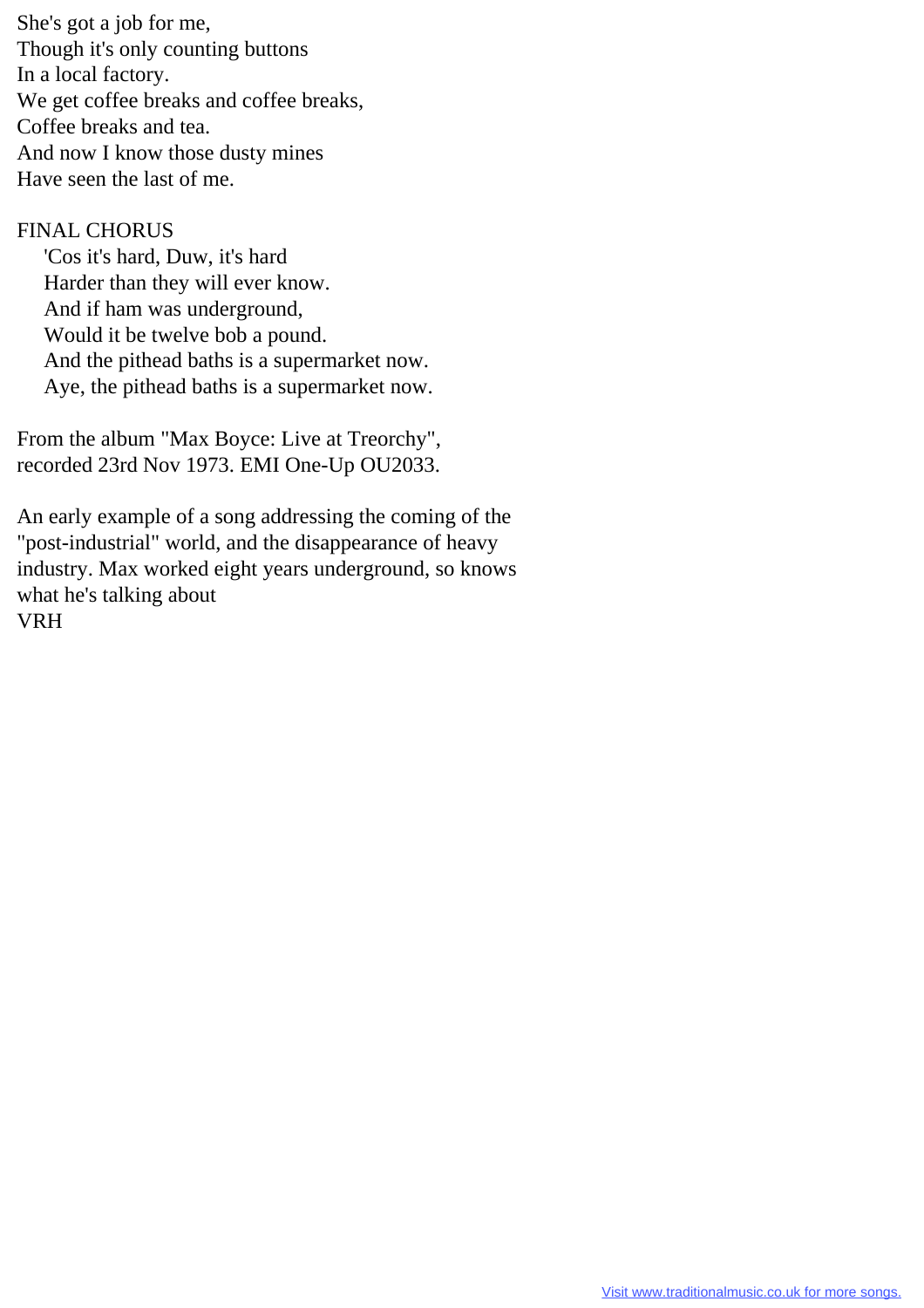She's got a job for me,  
Though it's only counting buttons  
In a local factory.  
We get coffee breaks and coffee breaks,  
Coffee breaks and tea.  
And now I know those dusty mines  
Have seen the last of me.

FINAL CHORUS

'Cos it's hard, Duw, it's hard  
Harder than they will ever know.  
And if ham was underground,  
Would it be twelve bob a pound.  
And the pithead baths is a supermarket now.  
Aye, the pithead baths is a supermarket now.

From the album "Max Boyce: Live at Treorchy",  
recorded 23rd Nov 1973. EMI One-Up OU2033.

An early example of a song addressing the coming of the "post-industrial" world, and the disappearance of heavy industry. Max worked eight years underground, so knows what he's talking about  
VRH

Visit www.traditionalmusic.co.uk for more songs.